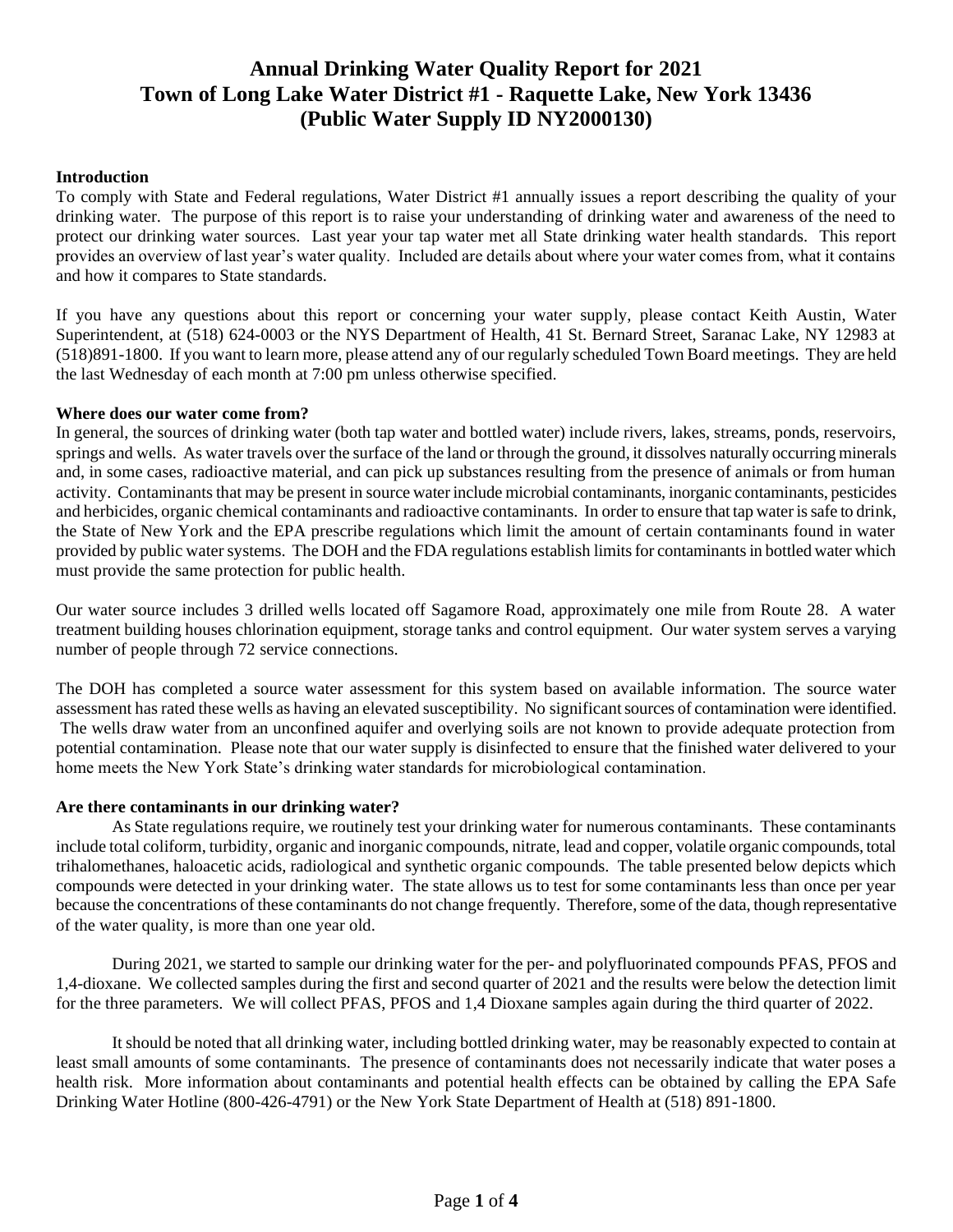# Annual Drinking Water Quality Report for 2021
# Town of Long Lake Water District #1 - Raquette Lake, New York 13436
# (Public Water Supply ID NY2000130)

**Introduction**

To comply with State and Federal regulations, Water District #1 annually issues a report describing the quality of your drinking water. The purpose of this report is to raise your understanding of drinking water and awareness of the need to protect our drinking water sources. Last year your tap water met all State drinking water health standards. This report provides an overview of last year's water quality. Included are details about where your water comes from, what it contains and how it compares to State standards.

If you have any questions about this report or concerning your water supply, please contact Keith Austin, Water Superintendent, at (518) 624-0003 or the NYS Department of Health, 41 St. Bernard Street, Saranac Lake, NY 12983 at (518)891-1800. If you want to learn more, please attend any of our regularly scheduled Town Board meetings. They are held the last Wednesday of each month at 7:00 pm unless otherwise specified.

**Where does our water come from?**

In general, the sources of drinking water (both tap water and bottled water) include rivers, lakes, streams, ponds, reservoirs, springs and wells. As water travels over the surface of the land or through the ground, it dissolves naturally occurring minerals and, in some cases, radioactive material, and can pick up substances resulting from the presence of animals or from human activity. Contaminants that may be present in source water include microbial contaminants, inorganic contaminants, pesticides and herbicides, organic chemical contaminants and radioactive contaminants. In order to ensure that tap water is safe to drink, the State of New York and the EPA prescribe regulations which limit the amount of certain contaminants found in water provided by public water systems. The DOH and the FDA regulations establish limits for contaminants in bottled water which must provide the same protection for public health.

Our water source includes 3 drilled wells located off Sagamore Road, approximately one mile from Route 28. A water treatment building houses chlorination equipment, storage tanks and control equipment. Our water system serves a varying number of people through 72 service connections.

The DOH has completed a source water assessment for this system based on available information. The source water assessment has rated these wells as having an elevated susceptibility. No significant sources of contamination were identified. The wells draw water from an unconfined aquifer and overlying soils are not known to provide adequate protection from potential contamination. Please note that our water supply is disinfected to ensure that the finished water delivered to your home meets the New York State's drinking water standards for microbiological contamination.

**Are there contaminants in our drinking water?**

As State regulations require, we routinely test your drinking water for numerous contaminants. These contaminants include total coliform, turbidity, organic and inorganic compounds, nitrate, lead and copper, volatile organic compounds, total trihalomethanes, haloacetic acids, radiological and synthetic organic compounds. The table presented below depicts which compounds were detected in your drinking water. The state allows us to test for some contaminants less than once per year because the concentrations of these contaminants do not change frequently. Therefore, some of the data, though representative of the water quality, is more than one year old.

During 2021, we started to sample our drinking water for the per- and polyfluorinated compounds PFAS, PFOS and 1,4-dioxane. We collected samples during the first and second quarter of 2021 and the results were below the detection limit for the three parameters. We will collect PFAS, PFOS and 1,4 Dioxane samples again during the third quarter of 2022.

It should be noted that all drinking water, including bottled drinking water, may be reasonably expected to contain at least small amounts of some contaminants. The presence of contaminants does not necessarily indicate that water poses a health risk. More information about contaminants and potential health effects can be obtained by calling the EPA Safe Drinking Water Hotline (800-426-4791) or the New York State Department of Health at (518) 891-1800.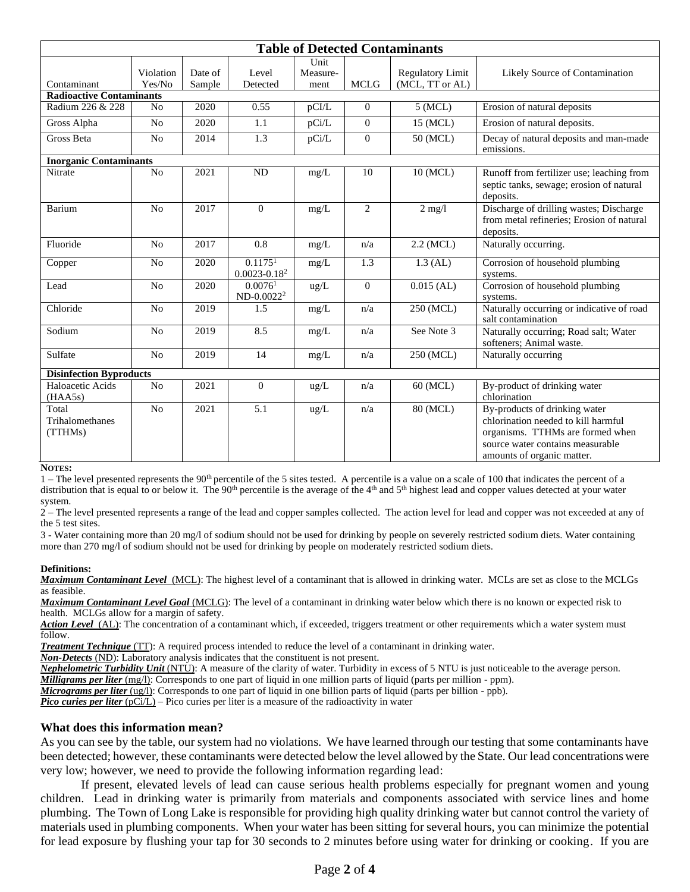| Table of Detected Contaminants | | | | | | | |
|---|---|---|---|---|---|---|---|
| Contaminant | Violation Yes/No | Date of Sample | Level Detected | Unit Measure-ment | MCLG | Regulatory Limit (MCL, TT or AL) | Likely Source of Contamination |
| **Radioactive Contaminants** | | | | | | | |
| Radium 226 & 228 | No | 2020 | 0.55 | pCI/L | 0 | 5 (MCL) | Erosion of natural deposits |
| Gross Alpha | No | 2020 | 1.1 | pCi/L | 0 | 15 (MCL) | Erosion of natural deposits. |
| Gross Beta | No | 2014 | 1.3 | pCi/L | 0 | 50 (MCL) | Decay of natural deposits and man-made emissions. |
| **Inorganic Contaminants** | | | | | | | |
| Nitrate | No | 2021 | ND | mg/L | 10 | 10 (MCL) | Runoff from fertilizer use; leaching from septic tanks, sewage; erosion of natural deposits. |
| Barium | No | 2017 | 0 | mg/L | 2 | 2 mg/l | Discharge of drilling wastes; Discharge from metal refineries; Erosion of natural deposits. |
| Fluoride | No | 2017 | 0.8 | mg/L | n/a | 2.2 (MCL) | Naturally occurring. |
| Copper | No | 2020 | 0.1175[1] 0.0023-0.18[2] | mg/L | 1.3 | 1.3 (AL) | Corrosion of household plumbing systems. |
| Lead | No | 2020 | 0.0076[1] ND-0.0022[2] | ug/L | 0 | 0.015 (AL) | Corrosion of household plumbing systems. |
| Chloride | No | 2019 | 1.5 | mg/L | n/a | 250 (MCL) | Naturally occurring or indicative of road salt contamination |
| Sodium | No | 2019 | 8.5 | mg/L | n/a | See Note 3 | Naturally occurring; Road salt; Water softeners; Animal waste. |
| Sulfate | No | 2019 | 14 | mg/L | n/a | 250 (MCL) | Naturally occurring |
| **Disinfection Byproducts** | | | | | | | |
| Haloacetic Acids (HAA5s) | No | 2021 | 0 | ug/L | n/a | 60 (MCL) | By-product of drinking water chlorination |
| Total Trihalomethanes (TTHMs) | No | 2021 | 5.1 | ug/L | n/a | 80 (MCL) | By-products of drinking water chlorination needed to kill harmful organisms. TTHMs are formed when source water contains measurable amounts of organic matter. |

**NOTES:**

1 – The level presented represents the 90th percentile of the 5 sites tested. A percentile is a value on a scale of 100 that indicates the percent of a distribution that is equal to or below it. The 90th percentile is the average of the 4th and 5th highest lead and copper values detected at your water system.

2 – The level presented represents a range of the lead and copper samples collected. The action level for lead and copper was not exceeded at any of the 5 test sites.

3 - Water containing more than 20 mg/l of sodium should not be used for drinking by people on severely restricted sodium diets. Water containing more than 270 mg/l of sodium should not be used for drinking by people on moderately restricted sodium diets.

**Definitions:**

***Maximum Contaminant Level*** (MCL): The highest level of a contaminant that is allowed in drinking water. MCLs are set as close to the MCLGs as feasible.

***Maximum Contaminant Level Goal*** (MCLG): The level of a contaminant in drinking water below which there is no known or expected risk to health. MCLGs allow for a margin of safety.

***Action Level*** (AL): The concentration of a contaminant which, if exceeded, triggers treatment or other requirements which a water system must follow.

***Treatment Technique*** (TT): A required process intended to reduce the level of a contaminant in drinking water.

***Non-Detects*** (ND): Laboratory analysis indicates that the constituent is not present.

***Nephelometric Turbidity Unit*** (NTU): A measure of the clarity of water. Turbidity in excess of 5 NTU is just noticeable to the average person.

***Milligrams per liter*** (mg/l): Corresponds to one part of liquid in one million parts of liquid (parts per million - ppm).

***Micrograms per liter*** (ug/l): Corresponds to one part of liquid in one billion parts of liquid (parts per billion - ppb).

***Pico curies per liter*** (pCi/L) – Pico curies per liter is a measure of the radioactivity in water

### What does this information mean?

As you can see by the table, our system had no violations. We have learned through our testing that some contaminants have been detected; however, these contaminants were detected below the level allowed by the State. Our lead concentrations were very low; however, we need to provide the following information regarding lead:

If present, elevated levels of lead can cause serious health problems especially for pregnant women and young children. Lead in drinking water is primarily from materials and components associated with service lines and home plumbing. The Town of Long Lake is responsible for providing high quality drinking water but cannot control the variety of materials used in plumbing components. When your water has been sitting for several hours, you can minimize the potential for lead exposure by flushing your tap for 30 seconds to 2 minutes before using water for drinking or cooking. If you are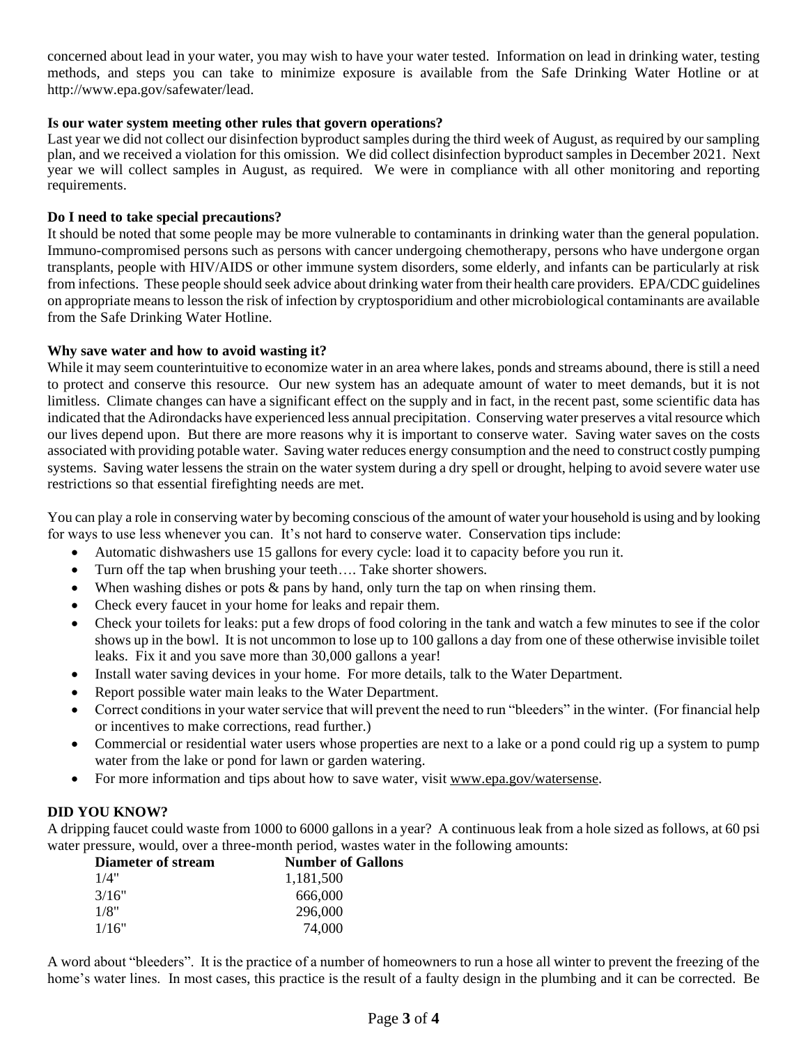concerned about lead in your water, you may wish to have your water tested. Information on lead in drinking water, testing methods, and steps you can take to minimize exposure is available from the Safe Drinking Water Hotline or at http://www.epa.gov/safewater/lead.

**Is our water system meeting other rules that govern operations?**

Last year we did not collect our disinfection byproduct samples during the third week of August, as required by our sampling plan, and we received a violation for this omission. We did collect disinfection byproduct samples in December 2021. Next year we will collect samples in August, as required. We were in compliance with all other monitoring and reporting requirements.

**Do I need to take special precautions?**

It should be noted that some people may be more vulnerable to contaminants in drinking water than the general population. Immuno-compromised persons such as persons with cancer undergoing chemotherapy, persons who have undergone organ transplants, people with HIV/AIDS or other immune system disorders, some elderly, and infants can be particularly at risk from infections. These people should seek advice about drinking water from their health care providers. EPA/CDC guidelines on appropriate means to lesson the risk of infection by cryptosporidium and other microbiological contaminants are available from the Safe Drinking Water Hotline.

**Why save water and how to avoid wasting it?**

While it may seem counterintuitive to economize water in an area where lakes, ponds and streams abound, there is still a need to protect and conserve this resource. Our new system has an adequate amount of water to meet demands, but it is not limitless. Climate changes can have a significant effect on the supply and in fact, in the recent past, some scientific data has indicated that the Adirondacks have experienced less annual precipitation. Conserving water preserves a vital resource which our lives depend upon. But there are more reasons why it is important to conserve water. Saving water saves on the costs associated with providing potable water. Saving water reduces energy consumption and the need to construct costly pumping systems. Saving water lessens the strain on the water system during a dry spell or drought, helping to avoid severe water use restrictions so that essential firefighting needs are met.

You can play a role in conserving water by becoming conscious of the amount of water your household is using and by looking for ways to use less whenever you can. It's not hard to conserve water. Conservation tips include:

- Automatic dishwashers use 15 gallons for every cycle: load it to capacity before you run it.
- Turn off the tap when brushing your teeth…. Take shorter showers.
- When washing dishes or pots & pans by hand, only turn the tap on when rinsing them.
- Check every faucet in your home for leaks and repair them.
- Check your toilets for leaks: put a few drops of food coloring in the tank and watch a few minutes to see if the color shows up in the bowl. It is not uncommon to lose up to 100 gallons a day from one of these otherwise invisible toilet leaks. Fix it and you save more than 30,000 gallons a year!
- Install water saving devices in your home. For more details, talk to the Water Department.
- Report possible water main leaks to the Water Department.
- Correct conditions in your water service that will prevent the need to run "bleeders" in the winter. (For financial help or incentives to make corrections, read further.)
- Commercial or residential water users whose properties are next to a lake or a pond could rig up a system to pump water from the lake or pond for lawn or garden watering.
- For more information and tips about how to save water, visit www.epa.gov/watersense.

**DID YOU KNOW?**

A dripping faucet could waste from 1000 to 6000 gallons in a year? A continuous leak from a hole sized as follows, at 60 psi water pressure, would, over a three-month period, wastes water in the following amounts:

| Diameter of stream | Number of Gallons |
|---|---|
| 1/4" | 1,181,500 |
| 3/16" | 666,000 |
| 1/8" | 296,000 |
| 1/16" | 74,000 |

A word about "bleeders". It is the practice of a number of homeowners to run a hose all winter to prevent the freezing of the home's water lines. In most cases, this practice is the result of a faulty design in the plumbing and it can be corrected. Be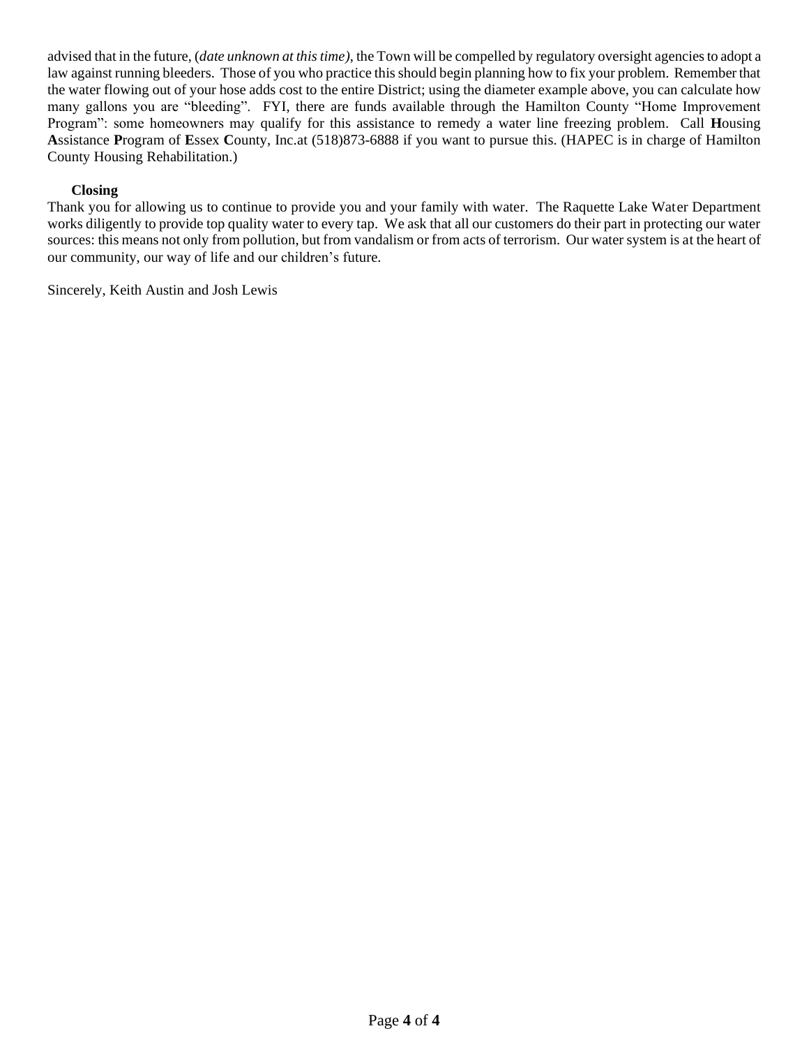advised that in the future, (*date unknown at this time)*, the Town will be compelled by regulatory oversight agencies to adopt a law against running bleeders. Those of you who practice this should begin planning how to fix your problem. Remember that the water flowing out of your hose adds cost to the entire District; using the diameter example above, you can calculate how many gallons you are "bleeding". FYI, there are funds available through the Hamilton County "Home Improvement Program": some homeowners may qualify for this assistance to remedy a water line freezing problem. Call **H**ousing **A**ssistance **P**rogram of **E**ssex **C**ounty, Inc.at (518)873-6888 if you want to pursue this. (HAPEC is in charge of Hamilton County Housing Rehabilitation.)

**Closing**

Thank you for allowing us to continue to provide you and your family with water. The Raquette Lake Water Department works diligently to provide top quality water to every tap. We ask that all our customers do their part in protecting our water sources: this means not only from pollution, but from vandalism or from acts of terrorism. Our water system is at the heart of our community, our way of life and our children's future.

Sincerely, Keith Austin and Josh Lewis